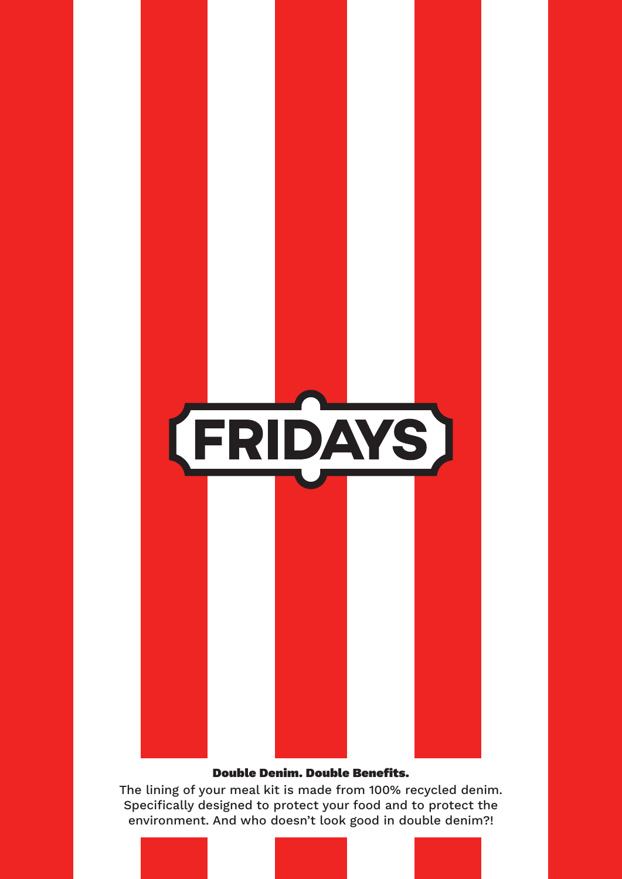FRIDAYS

**Double Denim. Double Benefits.**

The lining of your meal kit is made from 100% recycled denim. Specifically designed to protect your food and to protect the environment. And who doesn't look good in double denim?!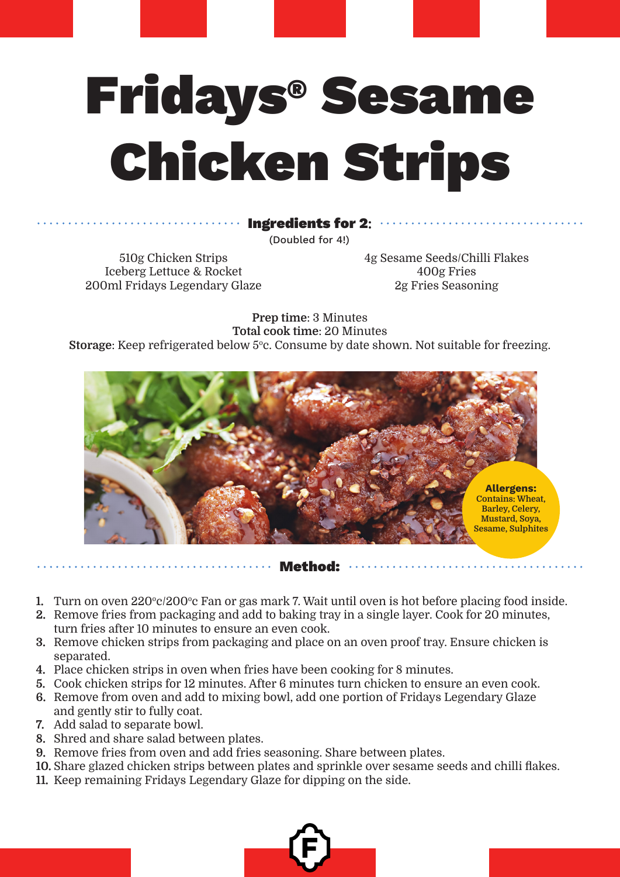# Fridays® Sesame Chicken Strips

## Ingredients for 2:

(Doubled for 4!)

510g Chicken Strips
Iceberg Lettuce & Rocket
200ml Fridays Legendary Glaze
4g Sesame Seeds/Chilli Flakes
400g Fries
2g Fries Seasoning

**Prep time**: 3 Minutes
**Total cook time**: 20 Minutes
**Storage**: Keep refrigerated below 5°c. Consume by date shown. Not suitable for freezing.

**Allergens:**
**Contains: Wheat, Barley, Celery, Mustard, Soya, Sesame, Sulphites**

## Method:

1. Turn on oven 220°c/200°c Fan or gas mark 7. Wait until oven is hot before placing food inside.
2. Remove fries from packaging and add to baking tray in a single layer. Cook for 20 minutes, turn fries after 10 minutes to ensure an even cook.
3. Remove chicken strips from packaging and place on an oven proof tray. Ensure chicken is separated.
4. Place chicken strips in oven when fries have been cooking for 8 minutes.
5. Cook chicken strips for 12 minutes. After 6 minutes turn chicken to ensure an even cook.
6. Remove from oven and add to mixing bowl, add one portion of Fridays Legendary Glaze and gently stir to fully coat.
7. Add salad to separate bowl.
8. Shred and share salad between plates.
9. Remove fries from oven and add fries seasoning. Share between plates.
10. Share glazed chicken strips between plates and sprinkle over sesame seeds and chilli flakes.
11. Keep remaining Fridays Legendary Glaze for dipping on the side.